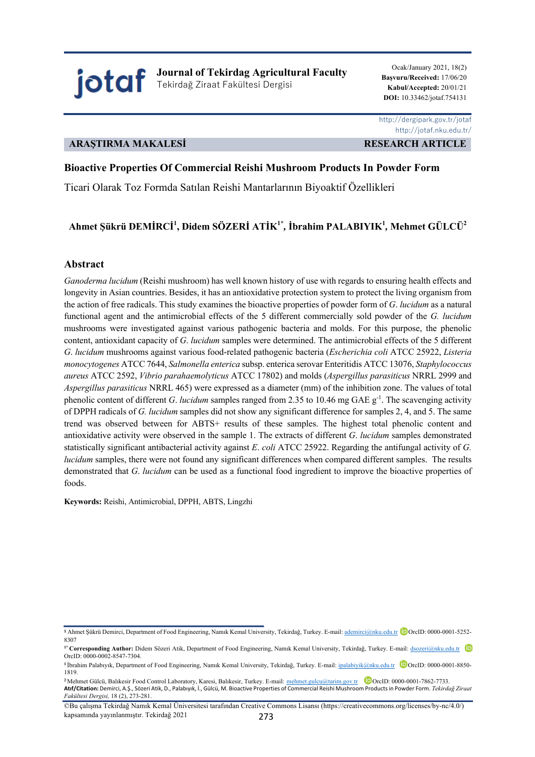ARAŞTIRMA MAKALESİ | RESEARCH ARTICLE

# Bioactive Properties Of Commercial Reishi Mushroom Products In Powder Form

Ticari Olarak Toz Formda Satılan Reishi Mantarlarının Biyoaktif Özellikleri

**Ahmet Şükrü DEMİRCİ[1], Didem SÖZERİ ATİK[1*], İbrahim PALABIYIK[1], Mehmet GÜLCÜ[2]**

## Abstract

*Ganoderma lucidum* (Reishi mushroom) has well known history of use with regards to ensuring health effects and longevity in Asian countries. Besides, it has an antioxidative protection system to protect the living organism from the action of free radicals. This study examines the bioactive properties of powder form of *G. lucidum* as a natural functional agent and the antimicrobial effects of the 5 different commercially sold powder of the *G. lucidum* mushrooms were investigated against various pathogenic bacteria and molds. For this purpose, the phenolic content, antioxidant capacity of *G. lucidum* samples were determined. The antimicrobial effects of the 5 different *G. lucidum* mushrooms against various food-related pathogenic bacteria (*Escherichia coli* ATCC 25922, *Listeria monocytogenes* ATCC 7644, *Salmonella enterica* subsp. enterica serovar Enteritidis ATCC 13076, *Staphylococcus aureus* ATCC 2592, *Vibrio parahaemolyticus* ATCC 17802) and molds (*Aspergillus parasiticus* NRRL 2999 and *Aspergillus parasiticus* NRRL 465) were expressed as a diameter (mm) of the inhibition zone. The values of total phenolic content of different *G. lucidum* samples ranged from 2.35 to 10.46 mg GAE $g^{-1}$. The scavenging activity of DPPH radicals of *G. lucidum* samples did not show any significant difference for samples 2, 4, and 5. The same trend was observed between for ABTS+ results of these samples. The highest total phenolic content and antioxidative activity were observed in the sample 1. The extracts of different *G. lucidum* samples demonstrated statistically significant antibacterial activity against *E. coli* ATCC 25922. Regarding the antifungal activity of *G. lucidum* samples, there were not found any significant differences when compared different samples. The results demonstrated that *G. lucidum* can be used as a functional food ingredient to improve the bioactive properties of foods.

**Keywords:** Reishi, Antimicrobial, DPPH, ABTS, Lingzhi

---

[1] Ahmet Şükrü Demirci, Department of Food Engineering, Namık Kemal University, Tekirdağ, Turkey. E-mail: ademirci@nku.edu.tr OrcID: 0000-0001-5252-8307

[1*] **Corresponding Author:** Didem Sözeri Atik, Department of Food Engineering, Namık Kemal University, Tekirdağ, Turkey. E-mail: dsozeri@nku.edu.tr OrcID: 0000-0002-8547-7304.

[1] İbrahim Palabıyık, Department of Food Engineering, Namık Kemal University, Tekirdağ, Turkey. E-mail: ipalabiyik@nku.edu.tr OrcID: 0000-0001-8850-1819.

[2] Mehmet Gülcü, Balıkesir Food Control Laboratory, Karesi, Balıkesir, Turkey. E-mail: mehmet.gulcu@tarim.gov.tr OrcID: 0000-0001-7862-7733.

**Atıf/Citation:** Demirci, A.Ş., Sözeri Atik, D., Palabıyık, İ., Gülcü, M. Bioactive Properties of Commercial Reishi Mushroom Products in Powder Form. *Tekirdağ Ziraat Fakültesi Dergisi,* 18 (2), 273-281.

©Bu çalışma Tekirdağ Namık Kemal Üniversitesi tarafından Creative Commons Lisansı (https://creativecommons.org/licenses/by-nc/4.0/) kapsamında yayınlanmıştır. Tekirdağ 2021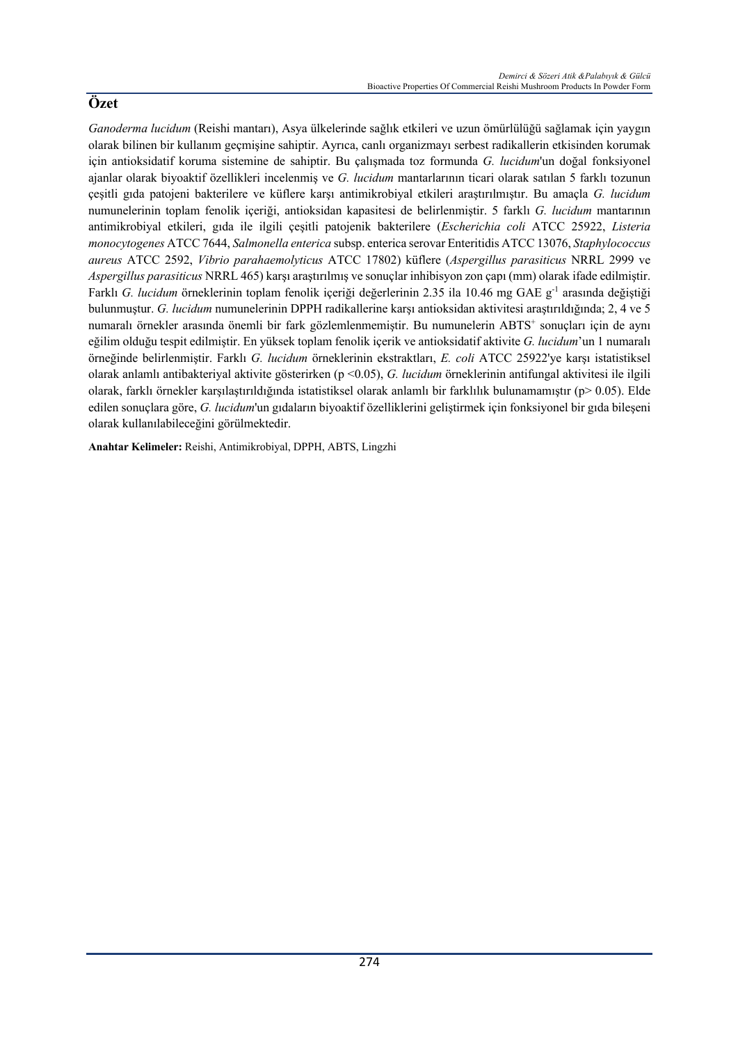## Özet

*Ganoderma lucidum* (Reishi mantarı), Asya ülkelerinde sağlık etkileri ve uzun ömürlülüğü sağlamak için yaygın olarak bilinen bir kullanım geçmişine sahiptir. Ayrıca, canlı organizmayı serbest radikallerin etkisinden korumak için antioksidatif koruma sistemine de sahiptir. Bu çalışmada toz formunda *G. lucidum*'un doğal fonksiyonel ajanlar olarak biyoaktif özellikleri incelenmiş ve *G. lucidum* mantarlarının ticari olarak satılan 5 farklı tozunun çeşitli gıda patojeni bakterilere ve küflere karşı antimikrobiyal etkileri araştırılmıştır. Bu amaçla *G. lucidum* numunelerinin toplam fenolik içeriği, antioksidan kapasitesi de belirlenmiştir. 5 farklı *G. lucidum* mantarının antimikrobiyal etkileri, gıda ile ilgili çeşitli patojenik bakterilere (*Escherichia coli* ATCC 25922, *Listeria monocytogenes* ATCC 7644, *Salmonella enterica* subsp. enterica serovar Enteritidis ATCC 13076, *Staphylococcus aureus* ATCC 2592, *Vibrio parahaemolyticus* ATCC 17802) küflere (*Aspergillus parasiticus* NRRL 2999 ve *Aspergillus parasiticus* NRRL 465) karşı araştırılmış ve sonuçlar inhibisyon zon çapı (mm) olarak ifade edilmiştir. Farklı *G. lucidum* örneklerinin toplam fenolik içeriği değerlerinin 2.35 ila 10.46 mg GAE $g^{-1}$ arasında değiştiği bulunmuştur. *G. lucidum* numunelerinin DPPH radikallerine karşı antioksidan aktivitesi araştırıldığında; 2, 4 ve 5 numaralı örnekler arasında önemli bir fark gözlemlenmemiştir. Bu numunelerin $ABTS^{+}$ sonuçları için de aynı eğilim olduğu tespit edilmiştir. En yüksek toplam fenolik içerik ve antioksidatif aktivite *G. lucidum*'un 1 numaralı örneğinde belirlenmiştir. Farklı *G. lucidum* örneklerinin ekstraktları, *E. coli* ATCC 25922'ye karşı istatistiksel olarak anlamlı antibakteriyal aktivite gösterirken ($p < 0.05$), *G. lucidum* örneklerinin antifungal aktivitesi ile ilgili olarak, farklı örnekler karşılaştırıldığında istatistiksel olarak anlamlı bir farklılık bulunamamıştır ($p > 0.05$). Elde edilen sonuçlara göre, *G. lucidum*'un gıdaların biyoaktif özelliklerini geliştirmek için fonksiyonel bir gıda bileşeni olarak kullanılabileceğini görülmektedir.

**Anahtar Kelimeler:** Reishi, Antimikrobiyal, DPPH, ABTS, Lingzhi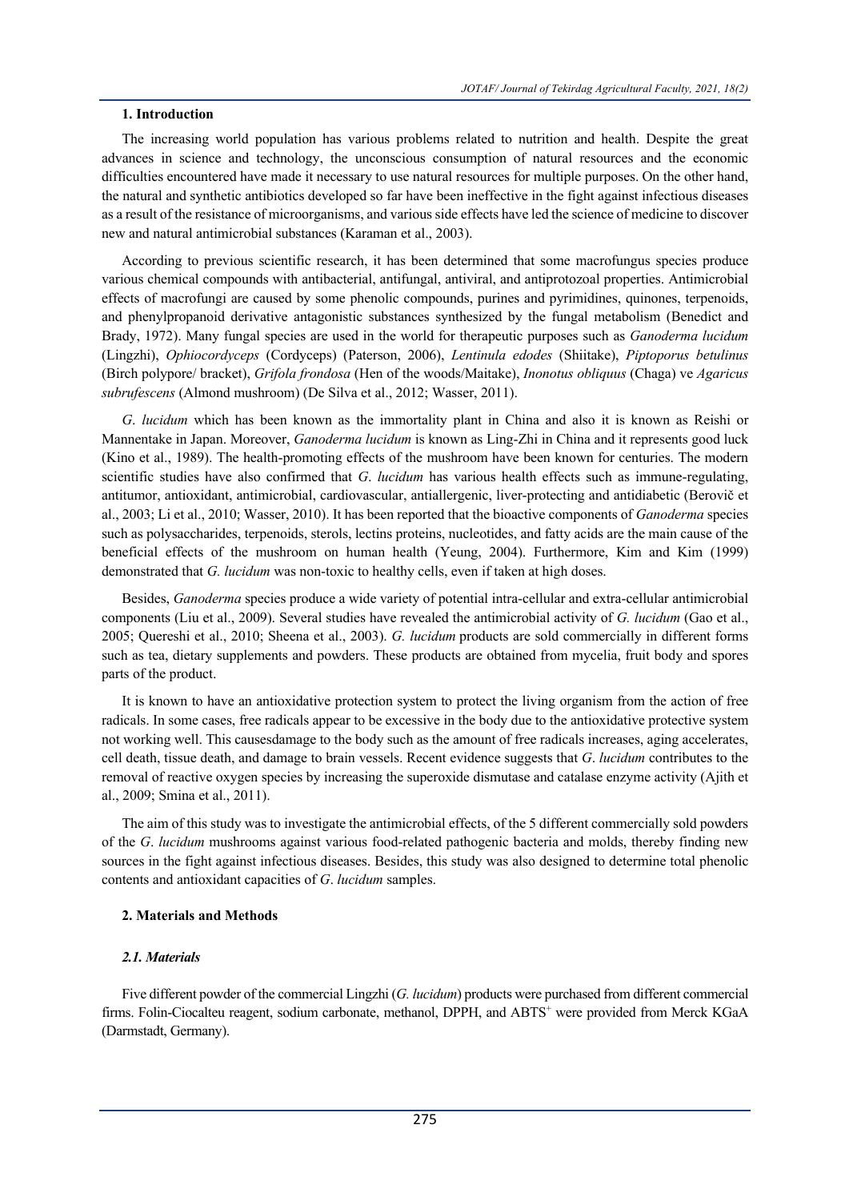## 1. Introduction

The increasing world population has various problems related to nutrition and health. Despite the great advances in science and technology, the unconscious consumption of natural resources and the economic difficulties encountered have made it necessary to use natural resources for multiple purposes. On the other hand, the natural and synthetic antibiotics developed so far have been ineffective in the fight against infectious diseases as a result of the resistance of microorganisms, and various side effects have led the science of medicine to discover new and natural antimicrobial substances (Karaman et al., 2003).

According to previous scientific research, it has been determined that some macrofungus species produce various chemical compounds with antibacterial, antifungal, antiviral, and antiprotozoal properties. Antimicrobial effects of macrofungi are caused by some phenolic compounds, purines and pyrimidines, quinones, terpenoids, and phenylpropanoid derivative antagonistic substances synthesized by the fungal metabolism (Benedict and Brady, 1972). Many fungal species are used in the world for therapeutic purposes such as *Ganoderma lucidum* (Lingzhi), *Ophiocordyceps* (Cordyceps) (Paterson, 2006), *Lentinula edodes* (Shiitake), *Piptoporus betulinus* (Birch polypore/ bracket), *Grifola frondosa* (Hen of the woods/Maitake), *Inonotus obliquus* (Chaga) ve *Agaricus subrufescens* (Almond mushroom) (De Silva et al., 2012; Wasser, 2011).

*G. lucidum* which has been known as the immortality plant in China and also it is known as Reishi or Mannentake in Japan. Moreover, *Ganoderma lucidum* is known as Ling-Zhi in China and it represents good luck (Kino et al., 1989). The health-promoting effects of the mushroom have been known for centuries. The modern scientific studies have also confirmed that *G. lucidum* has various health effects such as immune-regulating, antitumor, antioxidant, antimicrobial, cardiovascular, antiallergenic, liver-protecting and antidiabetic (Berovič et al., 2003; Li et al., 2010; Wasser, 2010). It has been reported that the bioactive components of *Ganoderma* species such as polysaccharides, terpenoids, sterols, lectins proteins, nucleotides, and fatty acids are the main cause of the beneficial effects of the mushroom on human health (Yeung, 2004). Furthermore, Kim and Kim (1999) demonstrated that *G. lucidum* was non-toxic to healthy cells, even if taken at high doses.

Besides, *Ganoderma* species produce a wide variety of potential intra-cellular and extra-cellular antimicrobial components (Liu et al., 2009). Several studies have revealed the antimicrobial activity of *G. lucidum* (Gao et al., 2005; Quereshi et al., 2010; Sheena et al., 2003). *G. lucidum* products are sold commercially in different forms such as tea, dietary supplements and powders. These products are obtained from mycelia, fruit body and spores parts of the product.

It is known to have an antioxidative protection system to protect the living organism from the action of free radicals. In some cases, free radicals appear to be excessive in the body due to the antioxidative protective system not working well. This causesdamage to the body such as the amount of free radicals increases, aging accelerates, cell death, tissue death, and damage to brain vessels. Recent evidence suggests that *G. lucidum* contributes to the removal of reactive oxygen species by increasing the superoxide dismutase and catalase enzyme activity (Ajith et al., 2009; Smina et al., 2011).

The aim of this study was to investigate the antimicrobial effects, of the 5 different commercially sold powders of the *G. lucidum* mushrooms against various food-related pathogenic bacteria and molds, thereby finding new sources in the fight against infectious diseases. Besides, this study was also designed to determine total phenolic contents and antioxidant capacities of *G. lucidum* samples.

## 2. Materials and Methods

### *2.1. Materials*

Five different powder of the commercial Lingzhi (*G. lucidum*) products were purchased from different commercial firms. Folin-Ciocalteu reagent, sodium carbonate, methanol, DPPH, and $ABTS^{+}$ were provided from Merck KGaA (Darmstadt, Germany).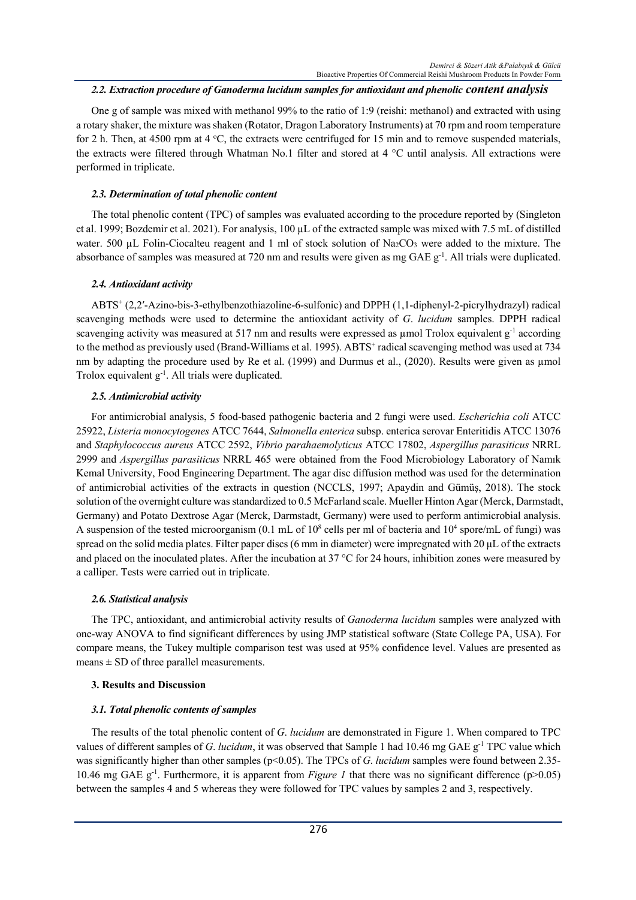### *2.2. Extraction procedure of Ganoderma lucidum samples for antioxidant and phenolic content analysis*

One g of sample was mixed with methanol 99% to the ratio of 1:9 (reishi: methanol) and extracted with using a rotary shaker, the mixture was shaken (Rotator, Dragon Laboratory Instruments) at 70 rpm and room temperature for 2 h. Then, at 4500 rpm at 4 °C, the extracts were centrifuged for 15 min and to remove suspended materials, the extracts were filtered through Whatman No.1 filter and stored at 4 °C until analysis. All extractions were performed in triplicate.

### *2.3. Determination of total phenolic content*

The total phenolic content (TPC) of samples was evaluated according to the procedure reported by (Singleton et al. 1999; Bozdemir et al. 2021). For analysis, 100 µL of the extracted sample was mixed with 7.5 mL of distilled water. 500 µL Folin-Ciocalteu reagent and 1 ml of stock solution of $Na_2CO_3$ were added to the mixture. The absorbance of samples was measured at 720 nm and results were given as mg GAE $g^{-1}$. All trials were duplicated.

### *2.4. Antioxidant activity*

$ABTS^+$ (2,2′-Azino-bis-3-ethylbenzothiazoline-6-sulfonic) and DPPH (1,1-diphenyl-2-picrylhydrazyl) radical scavenging methods were used to determine the antioxidant activity of *G. lucidum* samples. DPPH radical scavenging activity was measured at 517 nm and results were expressed as µmol Trolox equivalent $g^{-1}$ according to the method as previously used (Brand-Williams et al. 1995). $ABTS^+$ radical scavenging method was used at 734 nm by adapting the procedure used by Re et al. (1999) and Durmus et al., (2020). Results were given as µmol Trolox equivalent $g^{-1}$. All trials were duplicated.

### *2.5. Antimicrobial activity*

For antimicrobial analysis, 5 food-based pathogenic bacteria and 2 fungi were used. *Escherichia coli* ATCC 25922, *Listeria monocytogenes* ATCC 7644, *Salmonella enterica* subsp. enterica serovar Enteritidis ATCC 13076 and *Staphylococcus aureus* ATCC 2592, *Vibrio parahaemolyticus* ATCC 17802, *Aspergillus parasiticus* NRRL 2999 and *Aspergillus parasiticus* NRRL 465 were obtained from the Food Microbiology Laboratory of Namık Kemal University, Food Engineering Department. The agar disc diffusion method was used for the determination of antimicrobial activities of the extracts in question (NCCLS, 1997; Apaydin and Gümüş, 2018). The stock solution of the overnight culture was standardized to 0.5 McFarland scale. Mueller Hinton Agar (Merck, Darmstadt, Germany) and Potato Dextrose Agar (Merck, Darmstadt, Germany) were used to perform antimicrobial analysis. A suspension of the tested microorganism (0.1 mL of $10^8$ cells per ml of bacteria and $10^4$ spore/mL of fungi) was spread on the solid media plates. Filter paper discs (6 mm in diameter) were impregnated with 20 µL of the extracts and placed on the inoculated plates. After the incubation at 37 °C for 24 hours, inhibition zones were measured by a calliper. Tests were carried out in triplicate.

### *2.6. Statistical analysis*

The TPC, antioxidant, and antimicrobial activity results of *Ganoderma lucidum* samples were analyzed with one-way ANOVA to find significant differences by using JMP statistical software (State College PA, USA). For compare means, the Tukey multiple comparison test was used at 95% confidence level. Values are presented as means ± SD of three parallel measurements.

## 3. Results and Discussion

### *3.1. Total phenolic contents of samples*

The results of the total phenolic content of *G. lucidum* are demonstrated in Figure 1. When compared to TPC values of different samples of *G. lucidum*, it was observed that Sample 1 had 10.46 mg GAE $g^{-1}$ TPC value which was significantly higher than other samples ($p<0.05$). The TPCs of *G. lucidum* samples were found between 2.35-10.46 mg GAE $g^{-1}$. Furthermore, it is apparent from *Figure 1* that there was no significant difference ($p>0.05$) between the samples 4 and 5 whereas they were followed for TPC values by samples 2 and 3, respectively.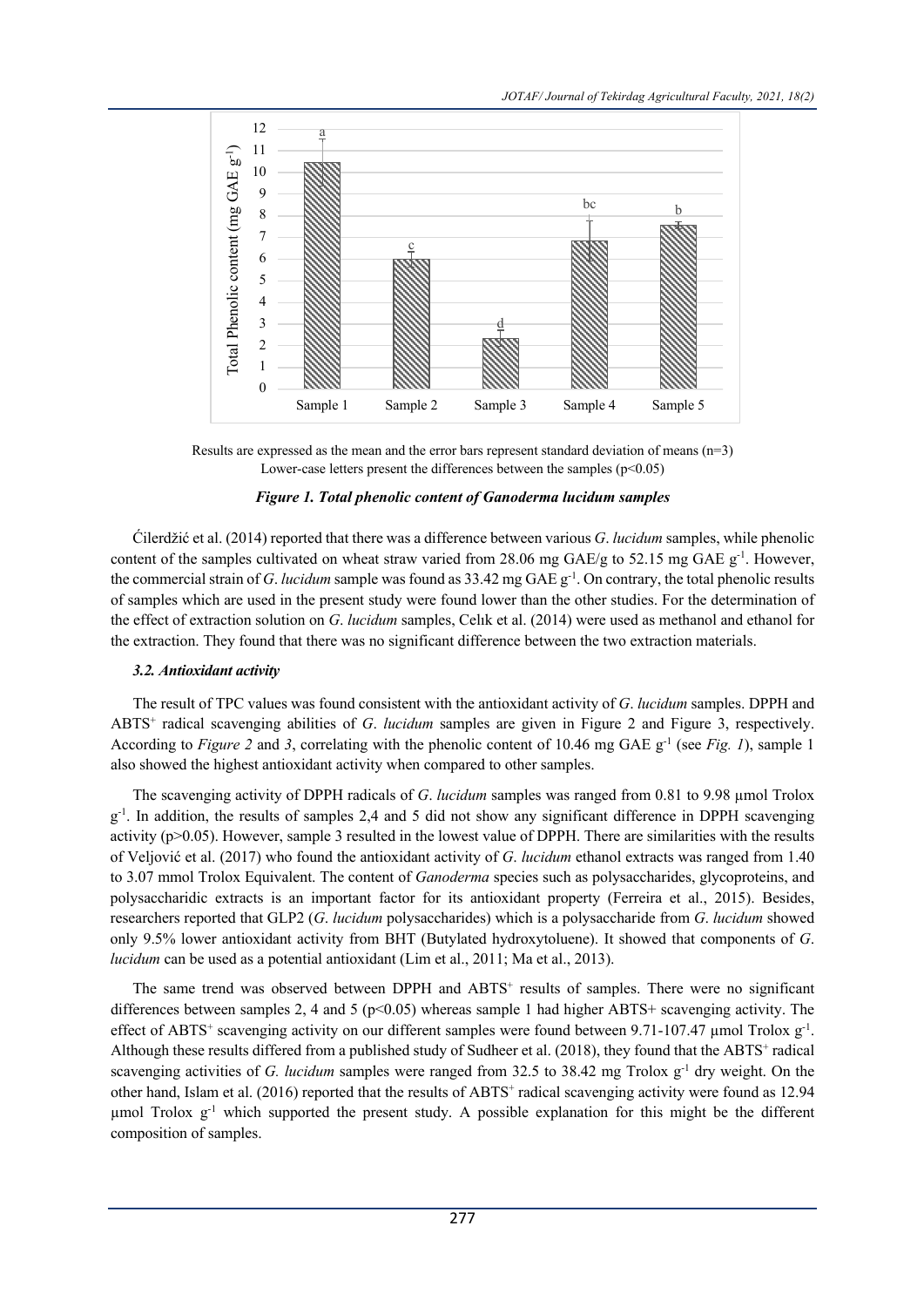Results are expressed as the mean and the error bars represent standard deviation of means (n=3)
Lower-case letters present the differences between the samples ($p<0.05$)

***Figure 1. Total phenolic content of Ganoderma lucidum samples***

Ćilerdžić et al. (2014) reported that there was a difference between various *G. lucidum* samples, while phenolic content of the samples cultivated on wheat straw varied from 28.06 mg GAE/g to 52.15 mg GAE $g^{-1}$. However, the commercial strain of *G. lucidum* sample was found as 33.42 mg GAE $g^{-1}$. On contrary, the total phenolic results of samples which are used in the present study were found lower than the other studies. For the determination of the effect of extraction solution on *G. lucidum* samples, Celık et al. (2014) were used as methanol and ethanol for the extraction. They found that there was no significant difference between the two extraction materials.

### *3.2. Antioxidant activity*

The result of TPC values was found consistent with the antioxidant activity of *G. lucidum* samples. DPPH and $ABTS^+$ radical scavenging abilities of *G. lucidum* samples are given in Figure 2 and Figure 3, respectively. According to *Figure 2* and *3*, correlating with the phenolic content of 10.46 mg GAE $g^{-1}$ (see *Fig. 1*), sample 1 also showed the highest antioxidant activity when compared to other samples.

The scavenging activity of DPPH radicals of *G. lucidum* samples was ranged from 0.81 to 9.98 µmol Trolox $g^{-1}$. In addition, the results of samples 2,4 and 5 did not show any significant difference in DPPH scavenging activity ($p>0.05$). However, sample 3 resulted in the lowest value of DPPH. There are similarities with the results of Veljović et al. (2017) who found the antioxidant activity of *G. lucidum* ethanol extracts was ranged from 1.40 to 3.07 mmol Trolox Equivalent. The content of *Ganoderma* species such as polysaccharides, glycoproteins, and polysaccharidic extracts is an important factor for its antioxidant property (Ferreira et al., 2015). Besides, researchers reported that GLP2 (*G. lucidum* polysaccharides) which is a polysaccharide from *G. lucidum* showed only 9.5% lower antioxidant activity from BHT (Butylated hydroxytoluene). It showed that components of *G. lucidum* can be used as a potential antioxidant (Lim et al., 2011; Ma et al., 2013).

The same trend was observed between DPPH and $ABTS^+$ results of samples. There were no significant differences between samples 2, 4 and 5 ($p<0.05$) whereas sample 1 had higher ABTS+ scavenging activity. The effect of $ABTS^+$ scavenging activity on our different samples were found between 9.71-107.47 µmol Trolox $g^{-1}$. Although these results differed from a published study of Sudheer et al. (2018), they found that the $ABTS^+$ radical scavenging activities of *G. lucidum* samples were ranged from 32.5 to 38.42 mg Trolox $g^{-1}$ dry weight. On the other hand, Islam et al. (2016) reported that the results of $ABTS^+$ radical scavenging activity were found as 12.94 µmol Trolox $g^{-1}$ which supported the present study. A possible explanation for this might be the different composition of samples.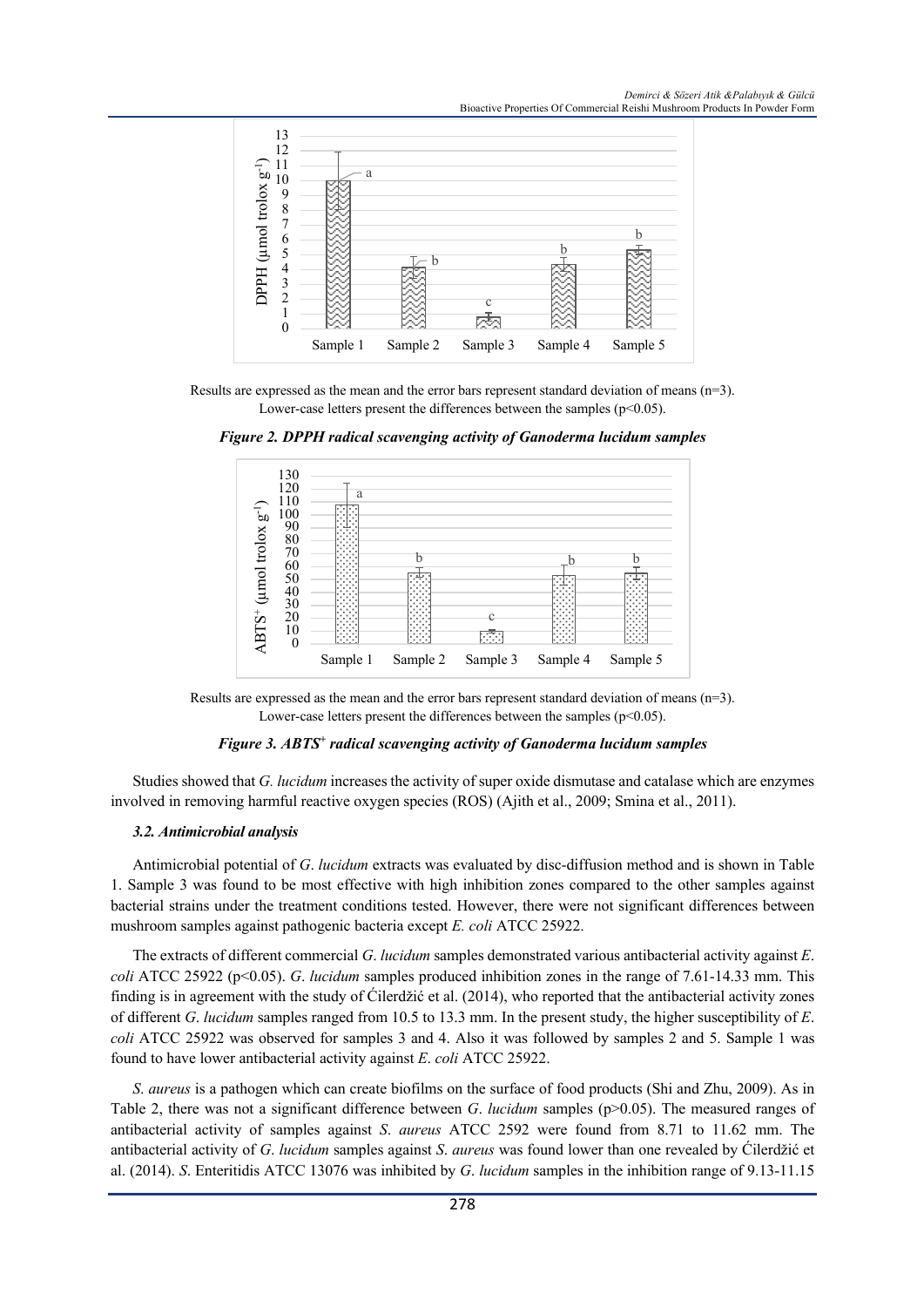Results are expressed as the mean and the error bars represent standard deviation of means (n=3). Lower-case letters present the differences between the samples ($p<0.05$).

***Figure 2. DPPH radical scavenging activity of Ganoderma lucidum samples***

Results are expressed as the mean and the error bars represent standard deviation of means (n=3). Lower-case letters present the differences between the samples ($p<0.05$).

***Figure 3. $ABTS^+$ radical scavenging activity of Ganoderma lucidum samples***

Studies showed that *G. lucidum* increases the activity of super oxide dismutase and catalase which are enzymes involved in removing harmful reactive oxygen species (ROS) (Ajith et al., 2009; Smina et al., 2011).

### *3.2. Antimicrobial analysis*

Antimicrobial potential of *G*. *lucidum* extracts was evaluated by disc-diffusion method and is shown in Table 1. Sample 3 was found to be most effective with high inhibition zones compared to the other samples against bacterial strains under the treatment conditions tested. However, there were not significant differences between mushroom samples against pathogenic bacteria except *E. coli* ATCC 25922.

The extracts of different commercial *G*. *lucidum* samples demonstrated various antibacterial activity against *E*. *coli* ATCC 25922 ($p<0.05$). *G*. *lucidum* samples produced inhibition zones in the range of 7.61-14.33 mm. This finding is in agreement with the study of Ćilerdžić et al. (2014), who reported that the antibacterial activity zones of different *G*. *lucidum* samples ranged from 10.5 to 13.3 mm. In the present study, the higher susceptibility of *E*. *coli* ATCC 25922 was observed for samples 3 and 4. Also it was followed by samples 2 and 5. Sample 1 was found to have lower antibacterial activity against *E*. *coli* ATCC 25922.

*S. aureus* is a pathogen which can create biofilms on the surface of food products (Shi and Zhu, 2009). As in Table 2, there was not a significant difference between *G*. *lucidum* samples ($p>0.05$). The measured ranges of antibacterial activity of samples against *S*. *aureus* ATCC 2592 were found from 8.71 to 11.62 mm. The antibacterial activity of *G*. *lucidum* samples against *S*. *aureus* was found lower than one revealed by Ćilerdžić et al. (2014). *S*. Enteritidis ATCC 13076 was inhibited by *G*. *lucidum* samples in the inhibition range of 9.13-11.15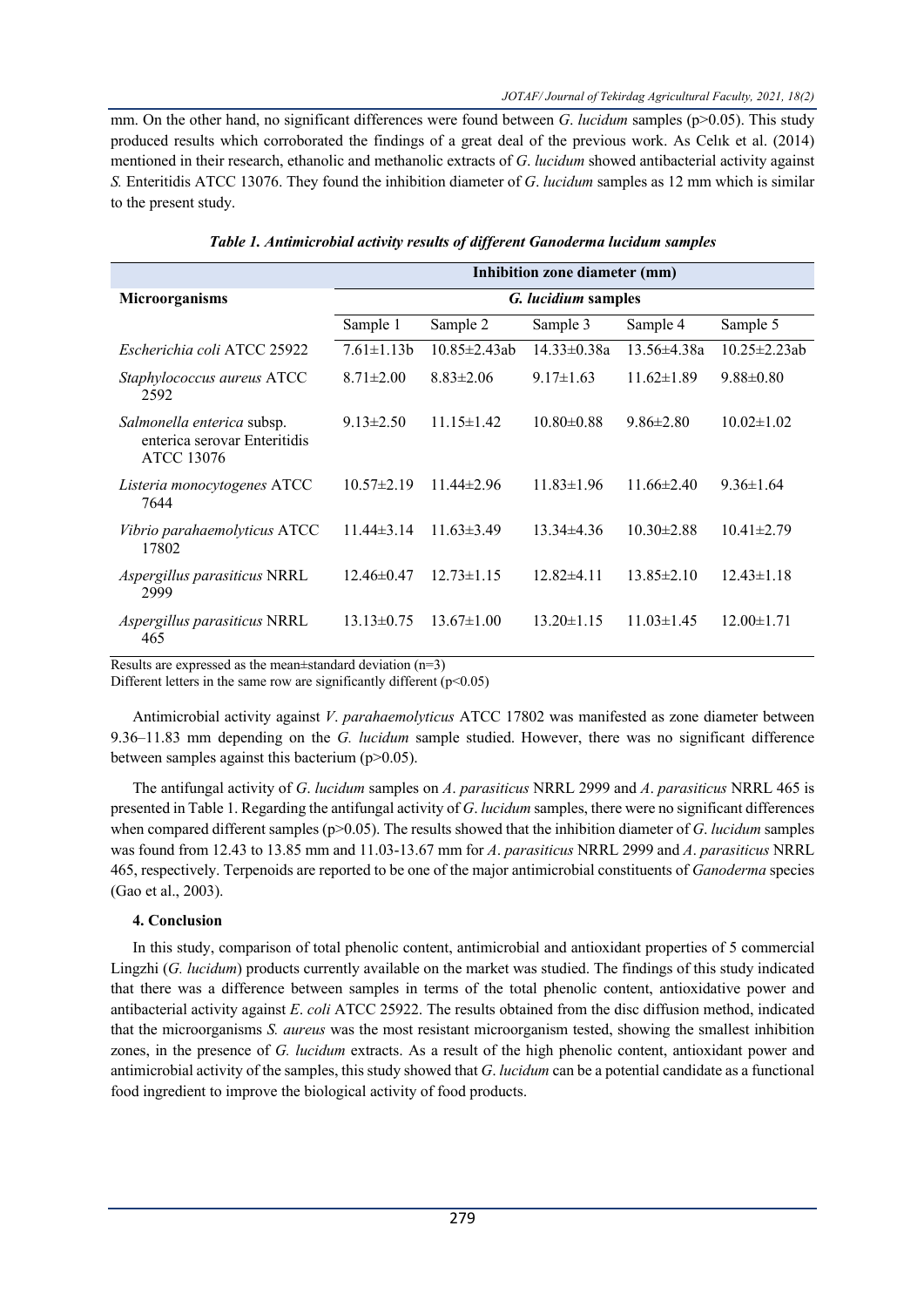mm. On the other hand, no significant differences were found between *G*. *lucidum* samples (p>0.05). This study produced results which corroborated the findings of a great deal of the previous work. As Celık et al. (2014) mentioned in their research, ethanolic and methanolic extracts of *G*. *lucidum* showed antibacterial activity against *S.* Enteritidis ATCC 13076. They found the inhibition diameter of *G*. *lucidum* samples as 12 mm which is similar to the present study.

***Table 1. Antimicrobial activity results of different Ganoderma lucidum samples***

| Microorganisms | Inhibition zone diameter (mm) | | | | |
|---|---|---|---|---|---|
| | *G. lucidum* samples | | | | |
| | Sample 1 | Sample 2 | Sample 3 | Sample 4 | Sample 5 |
| *Escherichia coli* ATCC 25922 | 7.61±1.13b | 10.85±2.43ab | 14.33±0.38a | 13.56±4.38a | 10.25±2.23ab |
| *Staphylococcus aureus* ATCC 2592 | 8.71±2.00 | 8.83±2.06 | 9.17±1.63 | 11.62±1.89 | 9.88±0.80 |
| *Salmonella enterica* subsp. enterica serovar Enteritidis ATCC 13076 | 9.13±2.50 | 11.15±1.42 | 10.80±0.88 | 9.86±2.80 | 10.02±1.02 |
| *Listeria monocytogenes* ATCC 7644 | 10.57±2.19 | 11.44±2.96 | 11.83±1.96 | 11.66±2.40 | 9.36±1.64 |
| *Vibrio parahaemolyticus* ATCC 17802 | 11.44±3.14 | 11.63±3.49 | 13.34±4.36 | 10.30±2.88 | 10.41±2.79 |
| *Aspergillus parasiticus* NRRL 2999 | 12.46±0.47 | 12.73±1.15 | 12.82±4.11 | 13.85±2.10 | 12.43±1.18 |
| *Aspergillus parasiticus* NRRL 465 | 13.13±0.75 | 13.67±1.00 | 13.20±1.15 | 11.03±1.45 | 12.00±1.71 |

Results are expressed as the mean±standard deviation (n=3)

Different letters in the same row are significantly different (p<0.05)

Antimicrobial activity against *V*. *parahaemolyticus* ATCC 17802 was manifested as zone diameter between 9.36–11.83 mm depending on the *G. lucidum* sample studied. However, there was no significant difference between samples against this bacterium (p>0.05).

The antifungal activity of *G*. *lucidum* samples on *A*. *parasiticus* NRRL 2999 and *A*. *parasiticus* NRRL 465 is presented in Table 1. Regarding the antifungal activity of *G*. *lucidum* samples, there were no significant differences when compared different samples (p>0.05). The results showed that the inhibition diameter of *G*. *lucidum* samples was found from 12.43 to 13.85 mm and 11.03-13.67 mm for *A*. *parasiticus* NRRL 2999 and *A*. *parasiticus* NRRL 465, respectively. Terpenoids are reported to be one of the major antimicrobial constituents of *Ganoderma* species (Gao et al., 2003).

## 4. Conclusion

In this study, comparison of total phenolic content, antimicrobial and antioxidant properties of 5 commercial Lingzhi (*G. lucidum*) products currently available on the market was studied. The findings of this study indicated that there was a difference between samples in terms of the total phenolic content, antioxidative power and antibacterial activity against *E*. *coli* ATCC 25922. The results obtained from the disc diffusion method, indicated that the microorganisms *S. aureus* was the most resistant microorganism tested, showing the smallest inhibition zones, in the presence of *G. lucidum* extracts. As a result of the high phenolic content, antioxidant power and antimicrobial activity of the samples, this study showed that *G*. *lucidum* can be a potential candidate as a functional food ingredient to improve the biological activity of food products.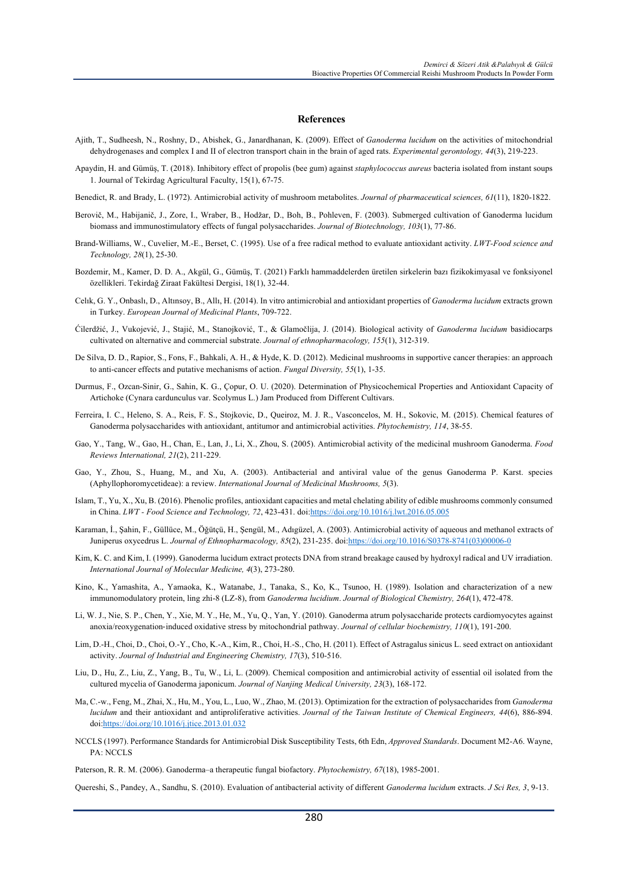## References

Ajith, T., Sudheesh, N., Roshny, D., Abishek, G., Janardhanan, K. (2009). Effect of *Ganoderma lucidum* on the activities of mitochondrial dehydrogenases and complex I and II of electron transport chain in the brain of aged rats. *Experimental gerontology, 44*(3), 219-223.

Apaydin, H. and Gümüş, T. (2018). Inhibitory effect of propolis (bee gum) against *staphylococcus aureus* bacteria isolated from instant soups 1. Journal of Tekirdag Agricultural Faculty, 15(1), 67-75.

Benedict, R. and Brady, L. (1972). Antimicrobial activity of mushroom metabolites. *Journal of pharmaceutical sciences, 61*(11), 1820-1822.

Berovič, M., Habijanič, J., Zore, I., Wraber, B., Hodžar, D., Boh, B., Pohleven, F. (2003). Submerged cultivation of Ganoderma lucidum biomass and immunostimulatory effects of fungal polysaccharides. *Journal of Biotechnology, 103*(1), 77-86.

Brand-Williams, W., Cuvelier, M.-E., Berset, C. (1995). Use of a free radical method to evaluate antioxidant activity. *LWT-Food science and Technology, 28*(1), 25-30.

Bozdemir, M., Kamer, D. D. A., Akgül, G., Gümüş, T. (2021) Farklı hammaddelerden üretilen sirkelerin bazı fizikokimyasal ve fonksiyonel özellikleri. Tekirdağ Ziraat Fakültesi Dergisi, 18(1), 32-44.

Celık, G. Y., Onbaslı, D., Altınsoy, B., Allı, H. (2014). In vitro antimicrobial and antioxidant properties of *Ganoderma lucidum* extracts grown in Turkey. *European Journal of Medicinal Plants*, 709-722.

Ćilerdžić, J., Vukojević, J., Stajić, M., Stanojković, T., & Glamočlija, J. (2014). Biological activity of *Ganoderma lucidum* basidiocarps cultivated on alternative and commercial substrate. *Journal of ethnopharmacology, 155*(1), 312-319.

De Silva, D. D., Rapior, S., Fons, F., Bahkali, A. H., & Hyde, K. D. (2012). Medicinal mushrooms in supportive cancer therapies: an approach to anti-cancer effects and putative mechanisms of action. *Fungal Diversity, 55*(1), 1-35.

Durmus, F., Ozcan-Sinir, G., Sahin, K. G., Çopur, O. U. (2020). Determination of Physicochemical Properties and Antioxidant Capacity of Artichoke (Cynara cardunculus var. Scolymus L.) Jam Produced from Different Cultivars.

Ferreira, I. C., Heleno, S. A., Reis, F. S., Stojkovic, D., Queiroz, M. J. R., Vasconcelos, M. H., Sokovic, M. (2015). Chemical features of Ganoderma polysaccharides with antioxidant, antitumor and antimicrobial activities. *Phytochemistry, 114*, 38-55.

Gao, Y., Tang, W., Gao, H., Chan, E., Lan, J., Li, X., Zhou, S. (2005). Antimicrobial activity of the medicinal mushroom Ganoderma. *Food Reviews International, 21*(2), 211-229.

Gao, Y., Zhou, S., Huang, M., and Xu, A. (2003). Antibacterial and antiviral value of the genus Ganoderma P. Karst. species (Aphyllophoromycetideae): a review. *International Journal of Medicinal Mushrooms, 5*(3).

Islam, T., Yu, X., Xu, B. (2016). Phenolic profiles, antioxidant capacities and metal chelating ability of edible mushrooms commonly consumed in China. *LWT - Food Science and Technology, 72*, 423-431. doi:https://doi.org/10.1016/j.lwt.2016.05.005

Karaman, İ., Şahin, F., Güllüce, M., Öğütçü, H., Şengül, M., Adıgüzel, A. (2003). Antimicrobial activity of aqueous and methanol extracts of Juniperus oxycedrus L. *Journal of Ethnopharmacology, 85*(2), 231-235. doi:https://doi.org/10.1016/S0378-8741(03)00006-0

Kim, K. C. and Kim, I. (1999). Ganoderma lucidum extract protects DNA from strand breakage caused by hydroxyl radical and UV irradiation. *International Journal of Molecular Medicine, 4*(3), 273-280.

Kino, K., Yamashita, A., Yamaoka, K., Watanabe, J., Tanaka, S., Ko, K., Tsunoo, H. (1989). Isolation and characterization of a new immunomodulatory protein, ling zhi-8 (LZ-8), from *Ganoderma lucidium*. *Journal of Biological Chemistry, 264*(1), 472-478.

Li, W. J., Nie, S. P., Chen, Y., Xie, M. Y., He, M., Yu, Q., Yan, Y. (2010). Ganoderma atrum polysaccharide protects cardiomyocytes against anoxia/reoxygenation-induced oxidative stress by mitochondrial pathway. *Journal of cellular biochemistry, 110*(1), 191-200.

Lim, D.-H., Choi, D., Choi, O.-Y., Cho, K.-A., Kim, R., Choi, H.-S., Cho, H. (2011). Effect of Astragalus sinicus L. seed extract on antioxidant activity. *Journal of Industrial and Engineering Chemistry, 17*(3), 510-516.

Liu, D., Hu, Z., Liu, Z., Yang, B., Tu, W., Li, L. (2009). Chemical composition and antimicrobial activity of essential oil isolated from the cultured mycelia of Ganoderma japonicum. *Journal of Nanjing Medical University, 23*(3), 168-172.

Ma, C.-w., Feng, M., Zhai, X., Hu, M., You, L., Luo, W., Zhao, M. (2013). Optimization for the extraction of polysaccharides from *Ganoderma lucidum* and their antioxidant and antiproliferative activities. *Journal of the Taiwan Institute of Chemical Engineers, 44*(6), 886-894. doi:https://doi.org/10.1016/j.jtice.2013.01.032

NCCLS (1997). Performance Standards for Antimicrobial Disk Susceptibility Tests, 6th Edn, *Approved Standards*. Document M2-A6. Wayne, PA: NCCLS

Paterson, R. R. M. (2006). Ganoderma–a therapeutic fungal biofactory. *Phytochemistry, 67*(18), 1985-2001.

Quereshi, S., Pandey, A., Sandhu, S. (2010). Evaluation of antibacterial activity of different *Ganoderma lucidum* extracts. *J Sci Res, 3*, 9-13.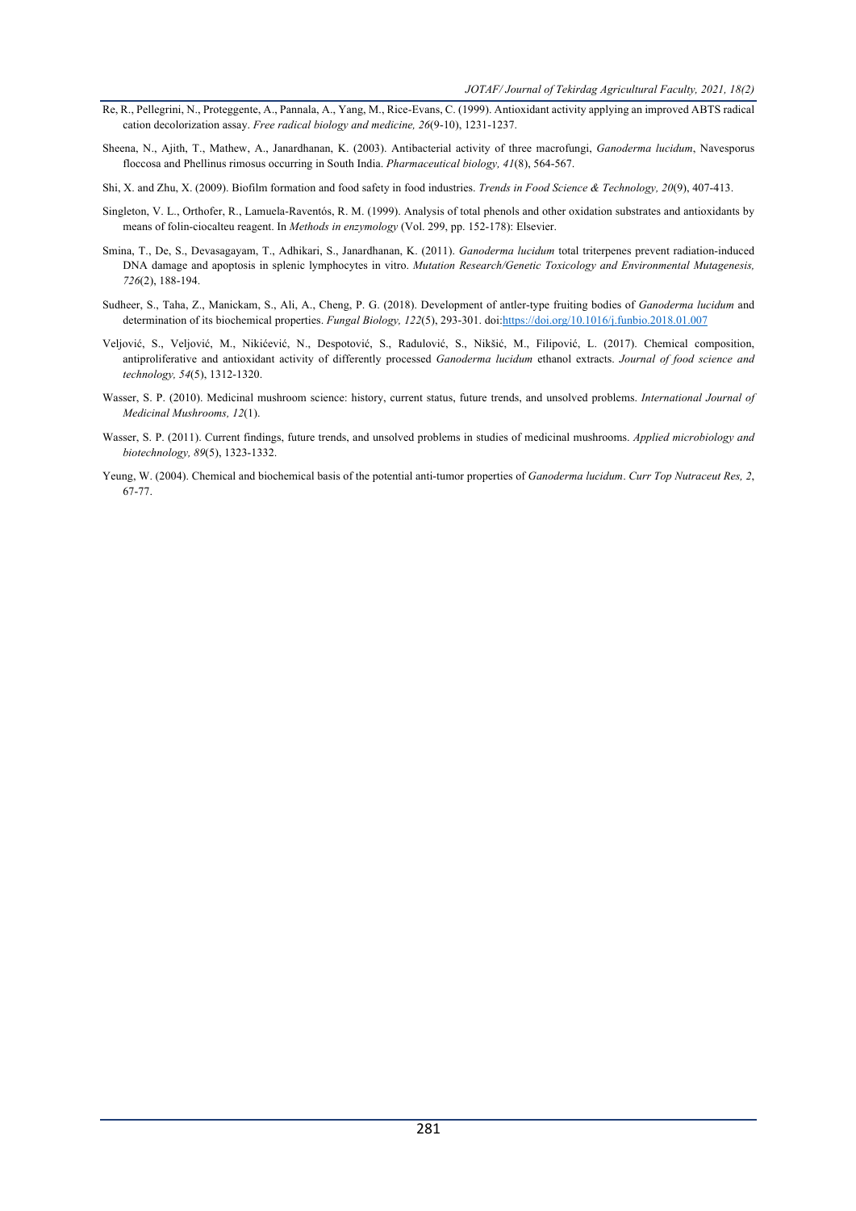Re, R., Pellegrini, N., Proteggente, A., Pannala, A., Yang, M., Rice-Evans, C. (1999). Antioxidant activity applying an improved ABTS radical cation decolorization assay. *Free radical biology and medicine, 26*(9-10), 1231-1237.

Sheena, N., Ajith, T., Mathew, A., Janardhanan, K. (2003). Antibacterial activity of three macrofungi, *Ganoderma lucidum*, Navesporus floccosa and Phellinus rimosus occurring in South India. *Pharmaceutical biology, 41*(8), 564-567.

Shi, X. and Zhu, X. (2009). Biofilm formation and food safety in food industries. *Trends in Food Science & Technology, 20*(9), 407-413.

Singleton, V. L., Orthofer, R., Lamuela-Raventós, R. M. (1999). Analysis of total phenols and other oxidation substrates and antioxidants by means of folin-ciocalteu reagent. In *Methods in enzymology* (Vol. 299, pp. 152-178): Elsevier.

Smina, T., De, S., Devasagayam, T., Adhikari, S., Janardhanan, K. (2011). *Ganoderma lucidum* total triterpenes prevent radiation-induced DNA damage and apoptosis in splenic lymphocytes in vitro. *Mutation Research/Genetic Toxicology and Environmental Mutagenesis, 726*(2), 188-194.

Sudheer, S., Taha, Z., Manickam, S., Ali, A., Cheng, P. G. (2018). Development of antler-type fruiting bodies of *Ganoderma lucidum* and determination of its biochemical properties. *Fungal Biology, 122*(5), 293-301. doi:https://doi.org/10.1016/j.funbio.2018.01.007

Veljović, S., Veljović, M., Nikićević, N., Despotović, S., Radulović, S., Nikšić, M., Filipović, L. (2017). Chemical composition, antiproliferative and antioxidant activity of differently processed *Ganoderma lucidum* ethanol extracts. *Journal of food science and technology, 54*(5), 1312-1320.

Wasser, S. P. (2010). Medicinal mushroom science: history, current status, future trends, and unsolved problems. *International Journal of Medicinal Mushrooms, 12*(1).

Wasser, S. P. (2011). Current findings, future trends, and unsolved problems in studies of medicinal mushrooms. *Applied microbiology and biotechnology, 89*(5), 1323-1332.

Yeung, W. (2004). Chemical and biochemical basis of the potential anti-tumor properties of *Ganoderma lucidum*. *Curr Top Nutraceut Res, 2*, 67-77.